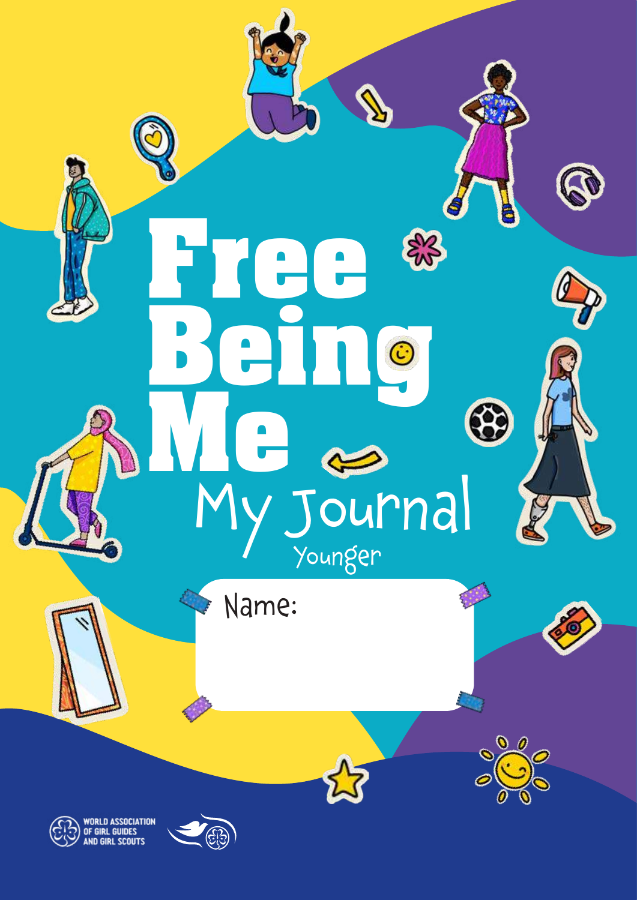# Free Being Me

## My Journal

Younger

Name:

WORLD ASSOCIATION OF GIRL GUIDES AND GIRL SCOUTS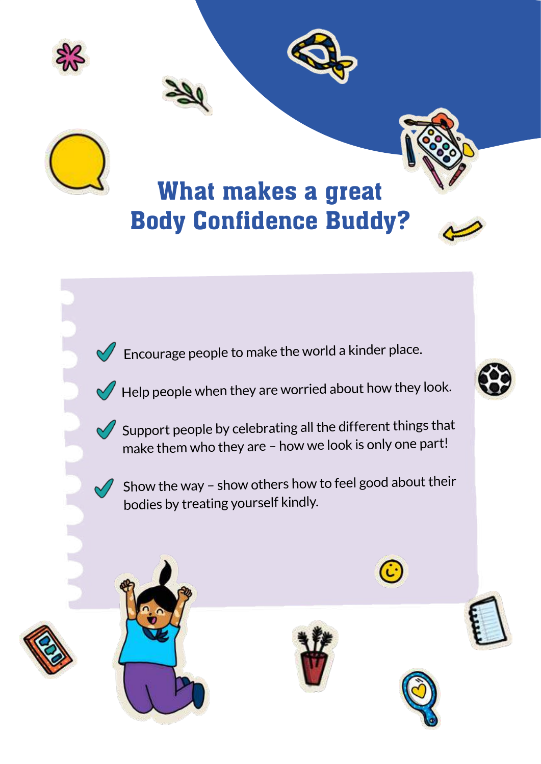# What makes a great Body Confidence Buddy?

- ✓ Encourage people to make the world a kinder place.
- ✓ Help people when they are worried about how they look.
- ✓ Support people by celebrating all the different things that make them who they are – how we look is only one part!
- ✓ Show the way – show others how to feel good about their bodies by treating yourself kindly.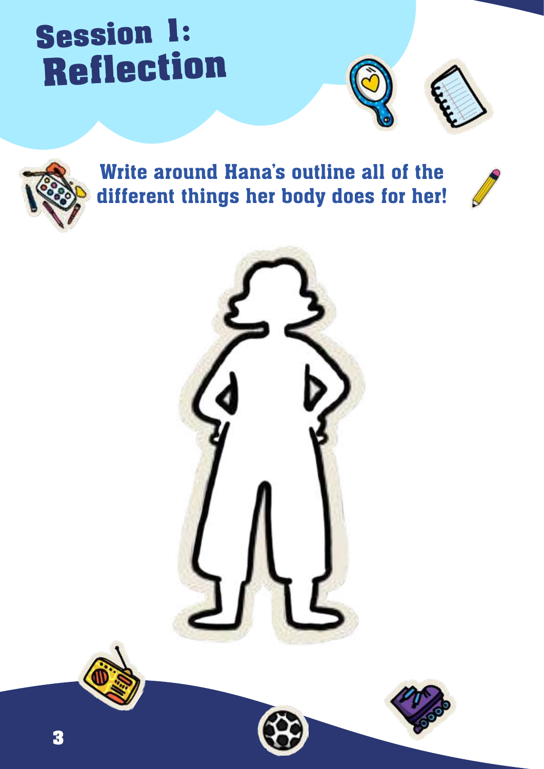# Session 1: Reflection

**Write around Hana's outline all of the different things her body does for her!**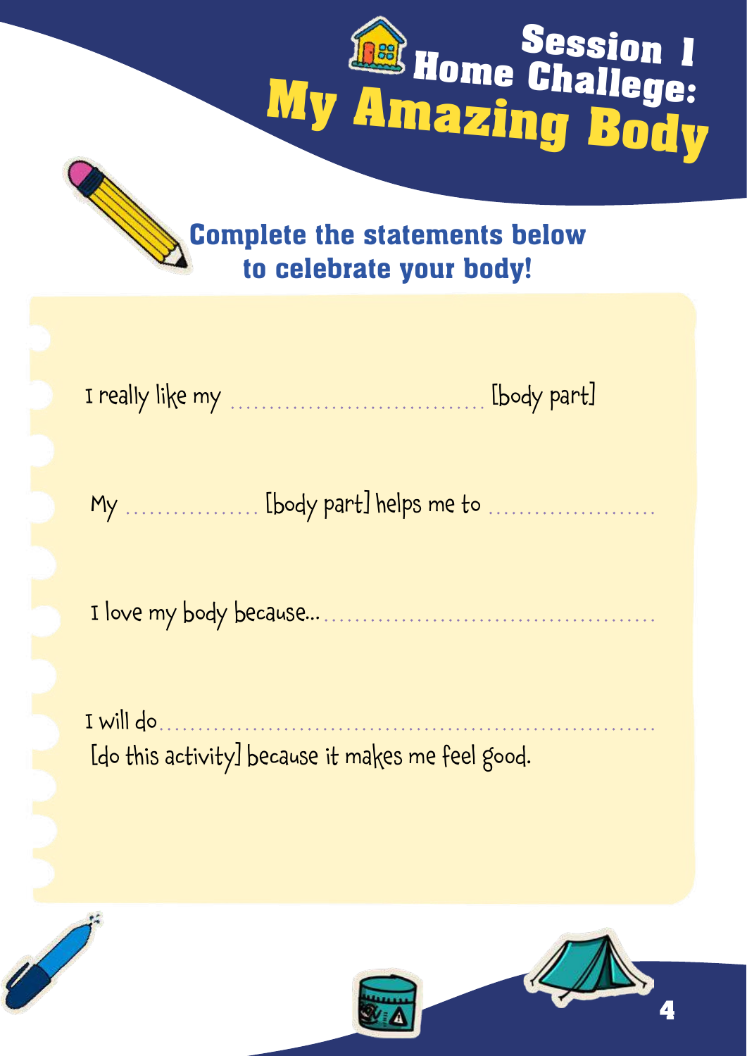# Session 1 Home Challenge: My Amazing Body

## Complete the statements below to celebrate your body!

I really like my .................................. [body part]

My .................. [body part] helps me to ......................

I love my body because...........................................

I will do.............................................................
[do this activity] because it makes me feel good.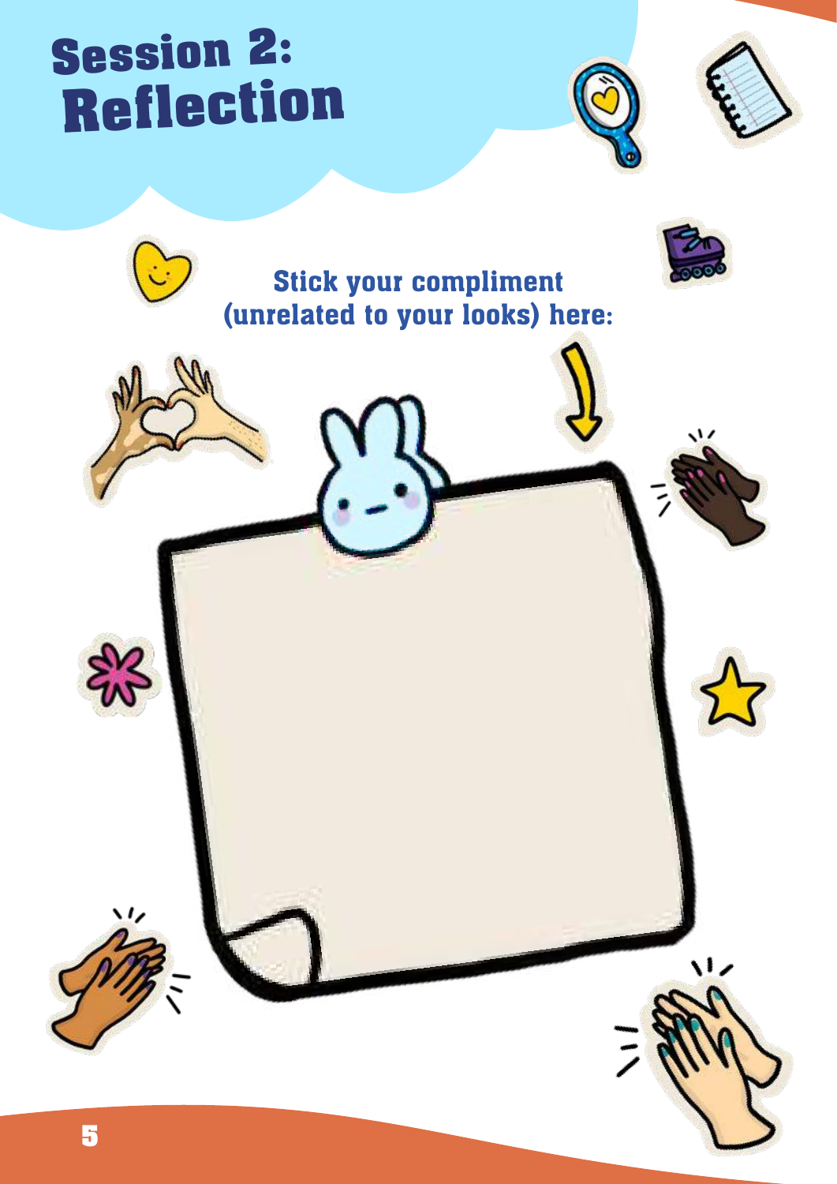# Session 2: Reflection

**Stick your compliment (unrelated to your looks) here:**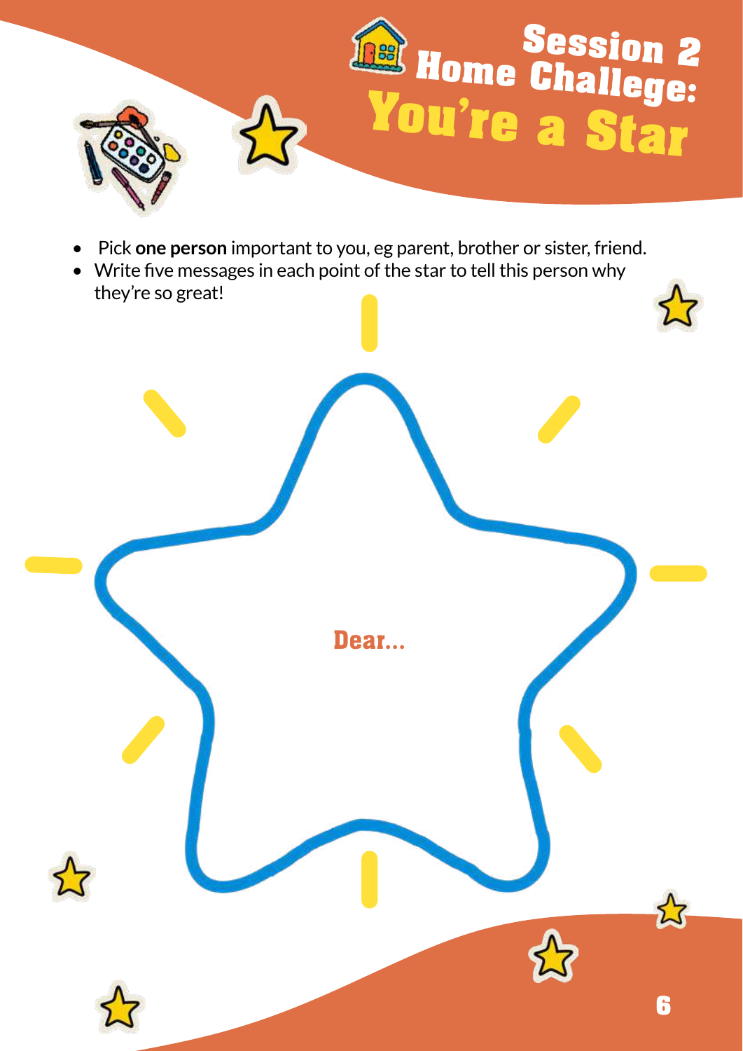# Session 2 Home Challenge: You're a Star

- Pick **one person** important to you, eg parent, brother or sister, friend.
- Write five messages in each point of the star to tell this person why they're so great!

Dear...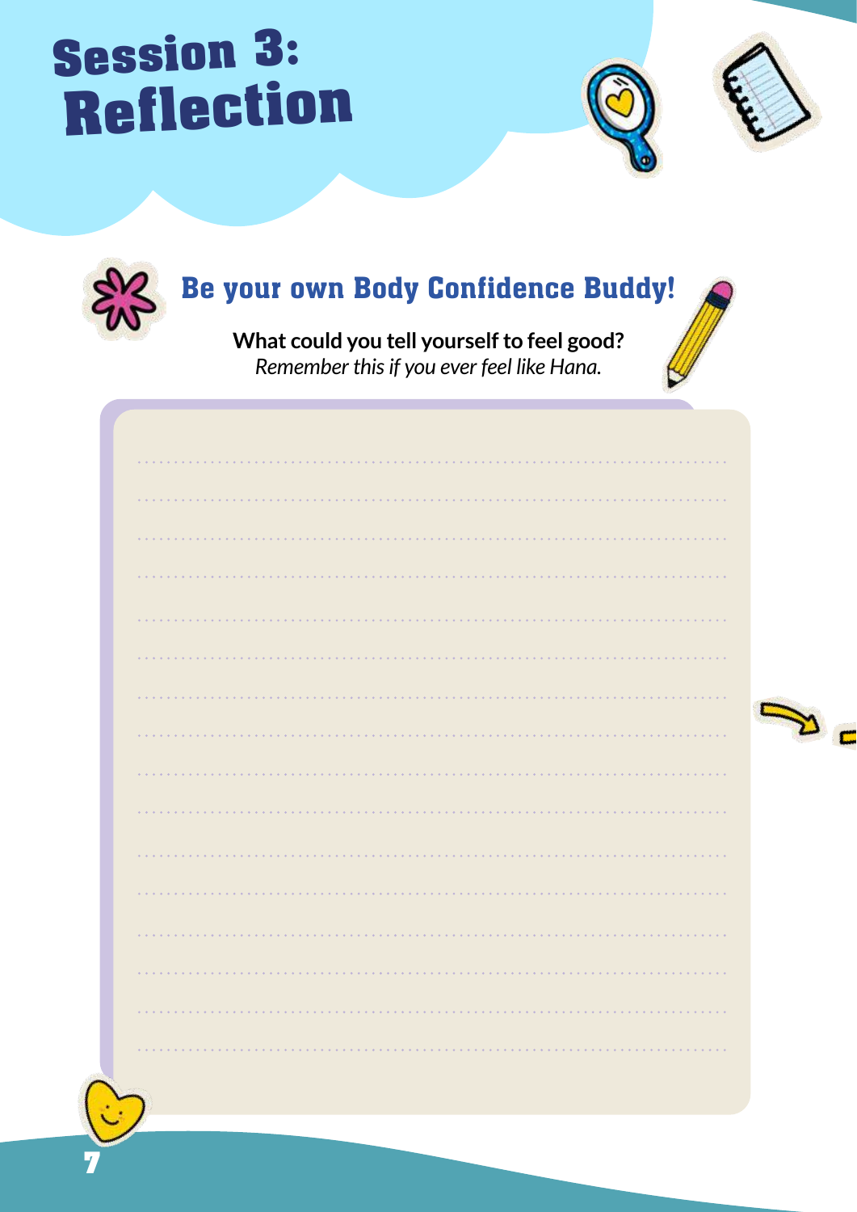# Session 3: Reflection

## Be your own Body Confidence Buddy!

**What could you tell yourself to feel good?**
*Remember this if you ever feel like Hana.*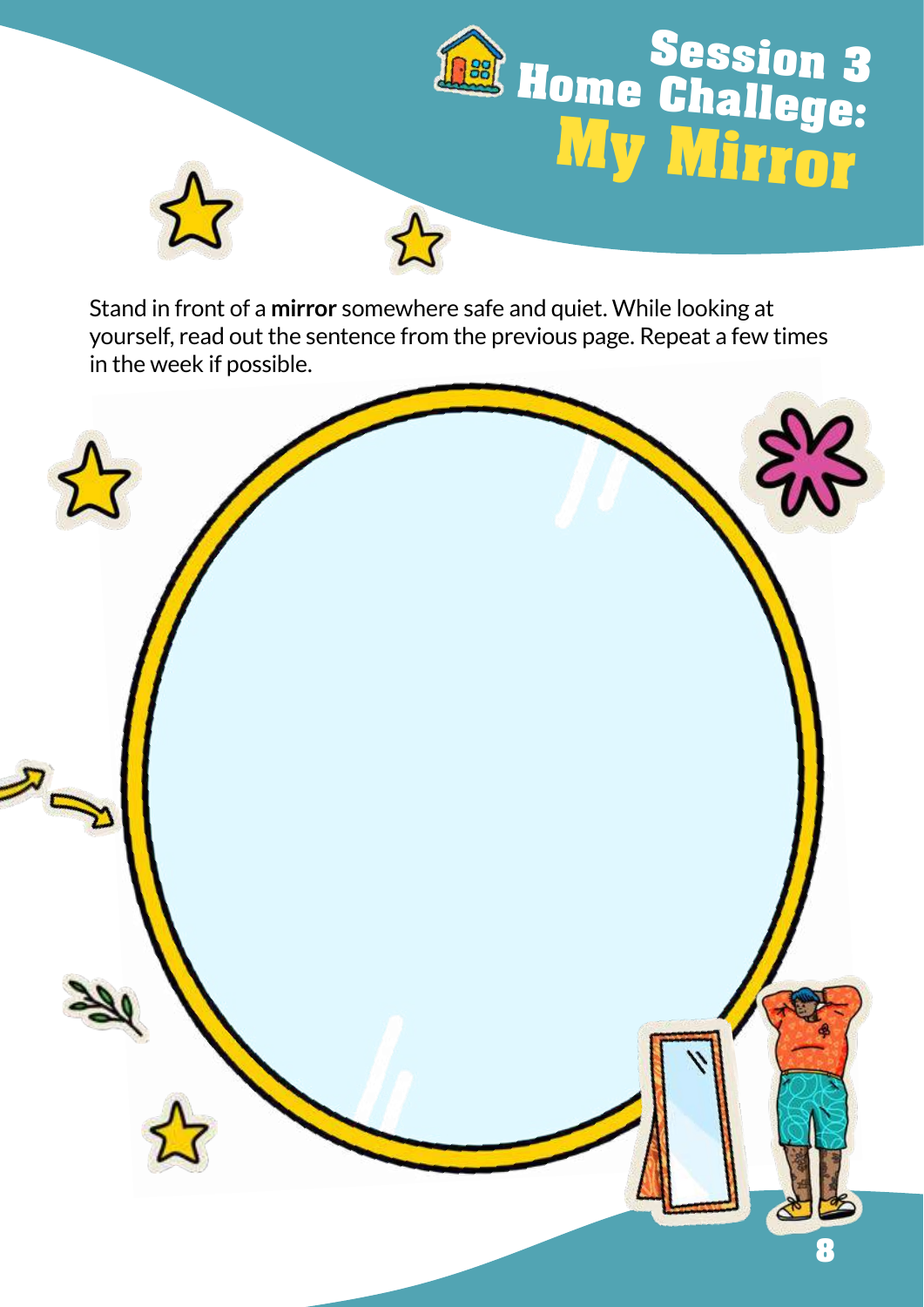# Session 3 Home Challenge: My Mirror

Stand in front of a **mirror** somewhere safe and quiet. While looking at yourself, read out the sentence from the previous page. Repeat a few times in the week if possible.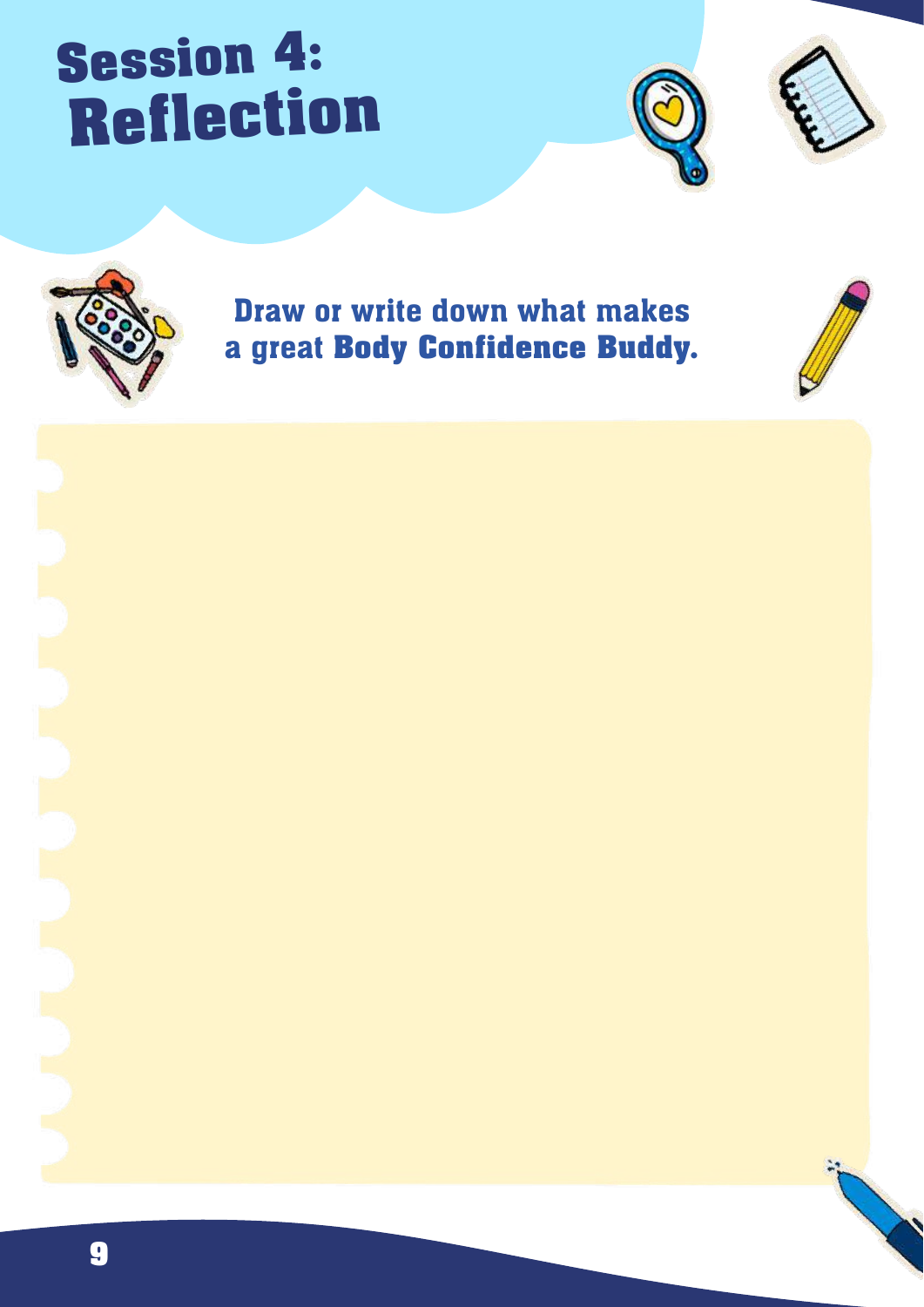# Session 4: Reflection

**Draw or write down what makes a great Body Confidence Buddy.**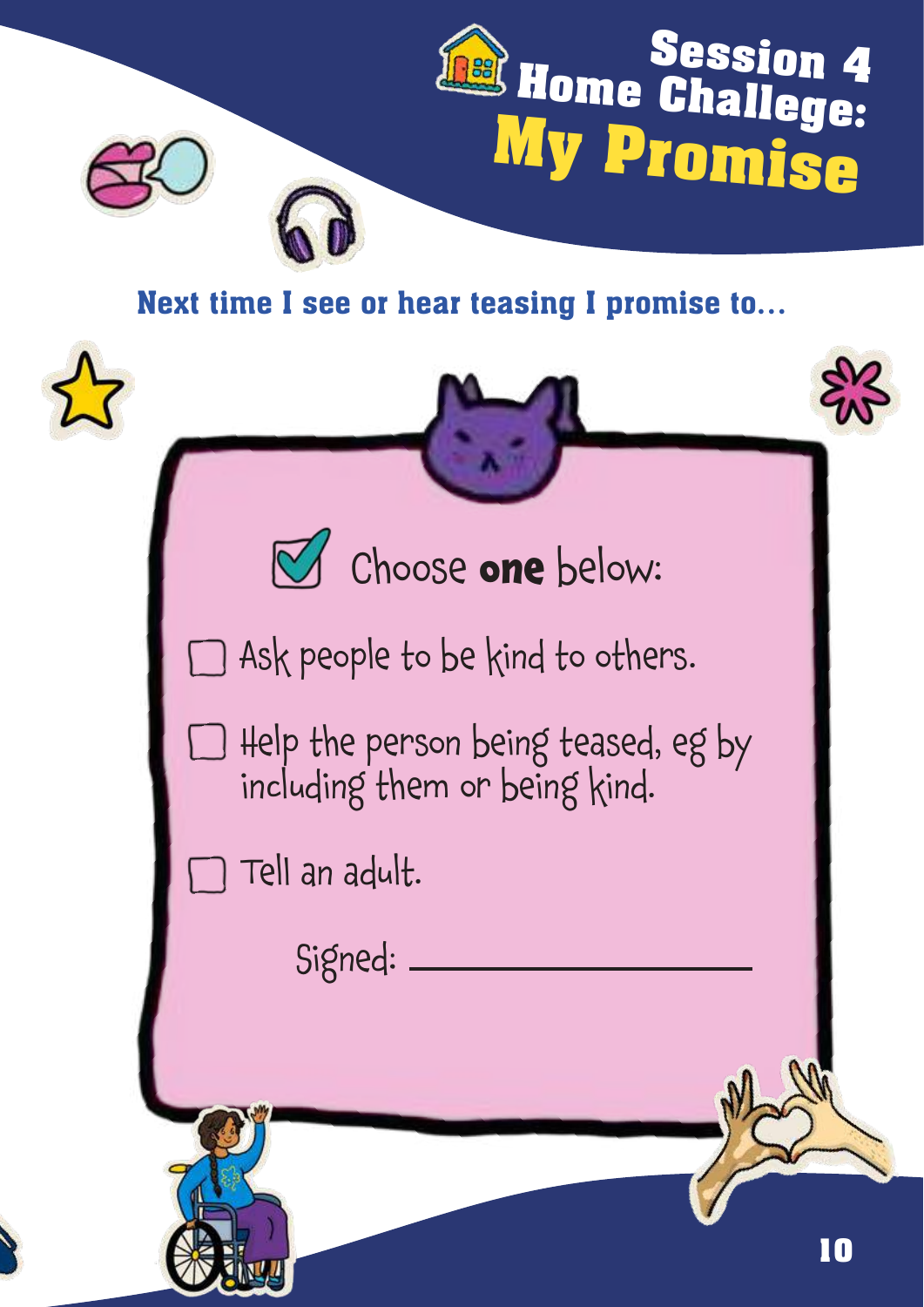# Session 4 Home Challenge: My Promise

**Next time I see or hear teasing I promise to...**

Choose **one** below:

- [ ] Ask people to be kind to others.
- [ ] Help the person being teased, eg by including them or being kind.
- [ ] Tell an adult.

Signed: ____________________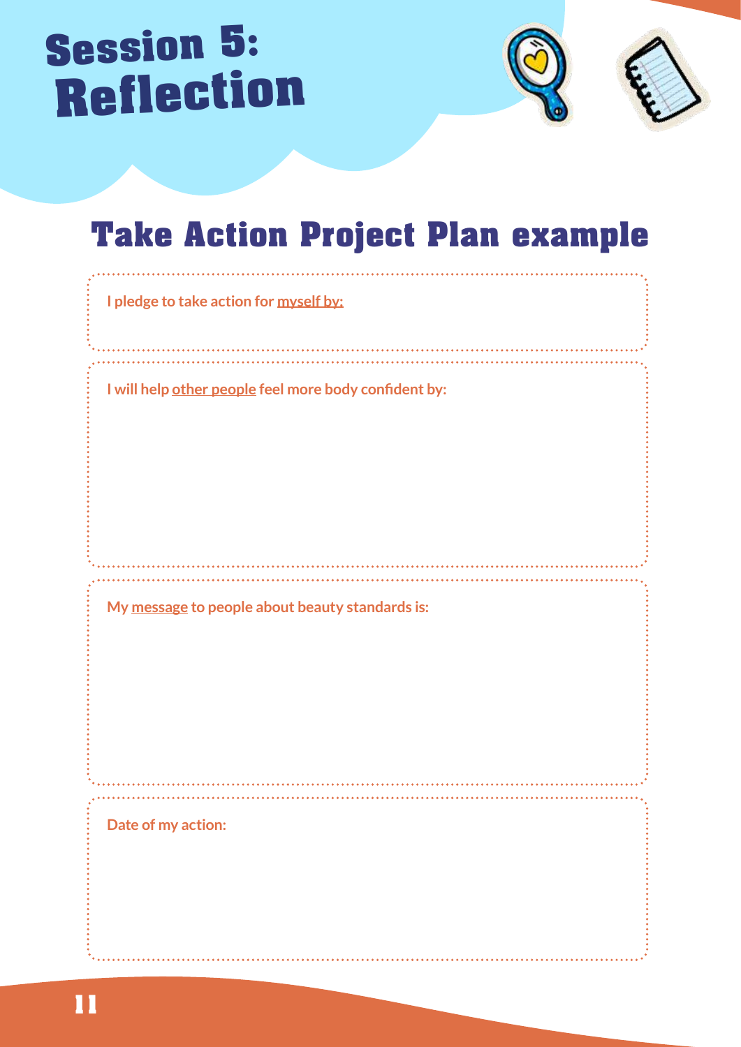# Session 5: Reflection

## Take Action Project Plan example

**I pledge to take action for myself by:**

**I will help other people feel more body confident by:**

**My message to people about beauty standards is:**

**Date of my action:**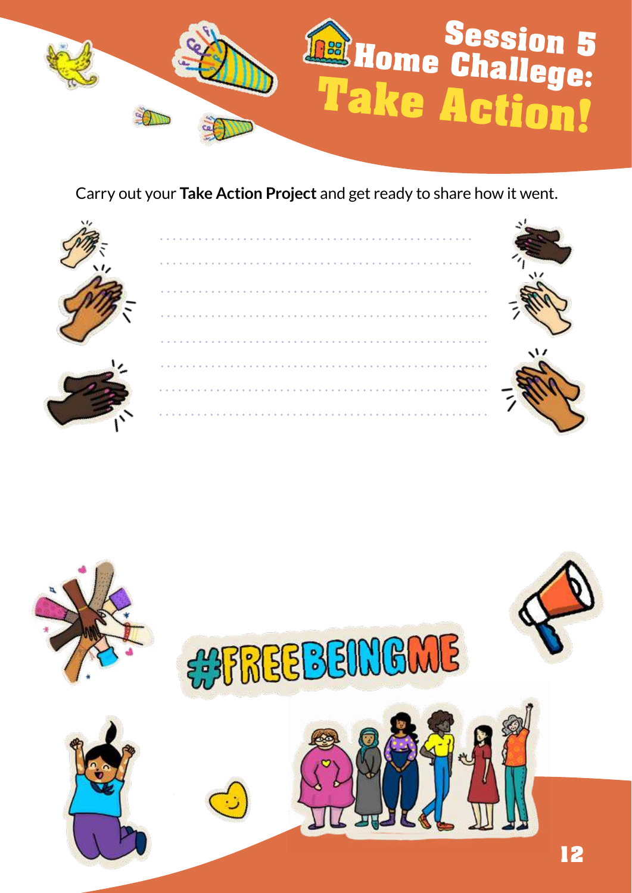# Session 5 Home Challenge: Take Action!

Carry out your **Take Action Project** and get ready to share how it went.

#FREEBEINGME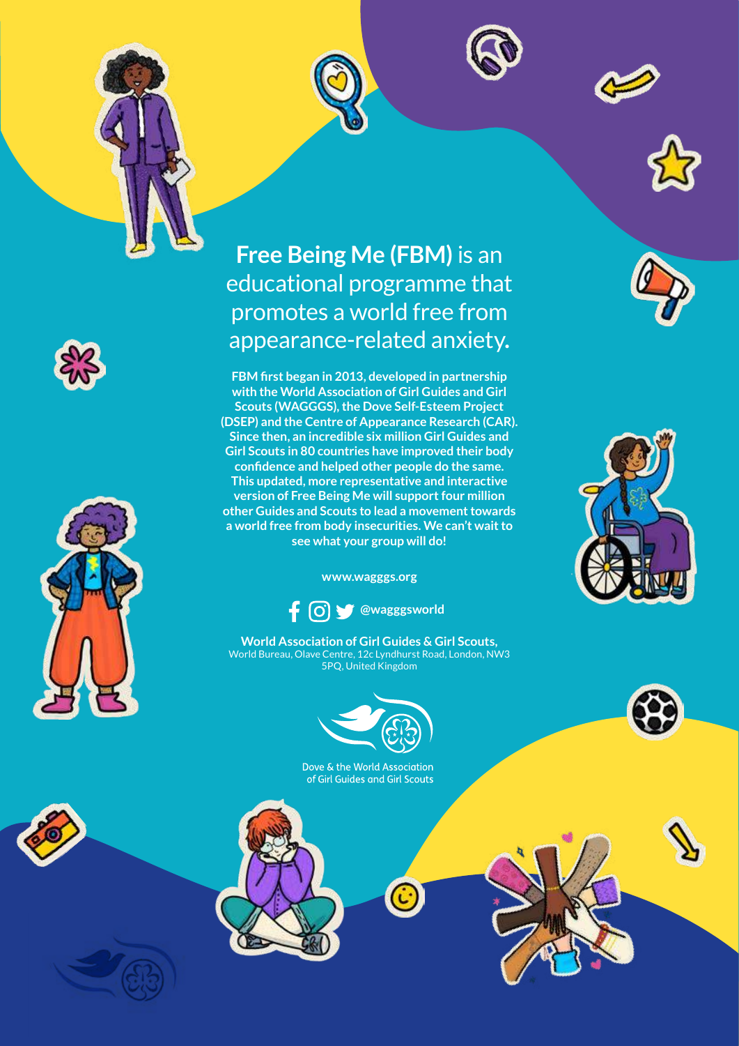**Free Being Me (FBM)** is an educational programme that promotes a world free from appearance-related anxiety.

**FBM first began in 2013, developed in partnership with the World Association of Girl Guides and Girl Scouts (WAGGGS), the Dove Self-Esteem Project (DSEP) and the Centre of Appearance Research (CAR). Since then, an incredible six million Girl Guides and Girl Scouts in 80 countries have improved their body confidence and helped other people do the same. This updated, more representative and interactive version of Free Being Me will support four million other Guides and Scouts to lead a movement towards a world free from body insecurities. We can't wait to see what your group will do!**

**www.wagggs.org**

**@wagggsworld**

**World Association of Girl Guides & Girl Scouts,**
World Bureau, Olave Centre, 12c Lyndhurst Road, London, NW3 5PQ, United Kingdom

Dove & the World Association of Girl Guides and Girl Scouts